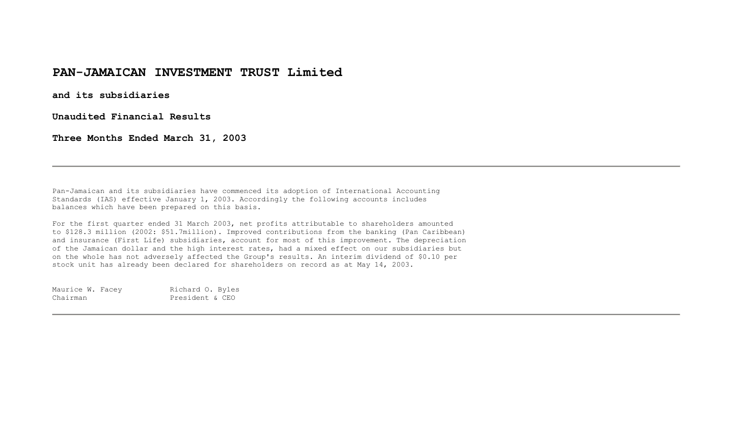# PAN-JAMAICAN INVESTMENT TRUST Limited

**and its subsidiaries**

**Unaudited Financial Results**

**Three Months Ended March 31, 2003**

---

Pan-Jamaican and its subsidiaries have commenced its adoption of International Accounting Standards (IAS) effective January 1, 2003. Accordingly the following accounts includes balances which have been prepared on this basis.

For the first quarter ended 31 March 2003, net profits attributable to shareholders amounted to $128.3 million (2002: $51.7million). Improved contributions from the banking (Pan Caribbean) and insurance (First Life) subsidiaries, account for most of this improvement. The depreciation of the Jamaican dollar and the high interest rates, had a mixed effect on our subsidiaries but on the whole has not adversely affected the Group's results. An interim dividend of $0.10 per stock unit has already been declared for shareholders on record as at May 14, 2003.

| Maurice W. Facey | Richard O. Byles |
|---|---|
| Chairman | President & CEO |

---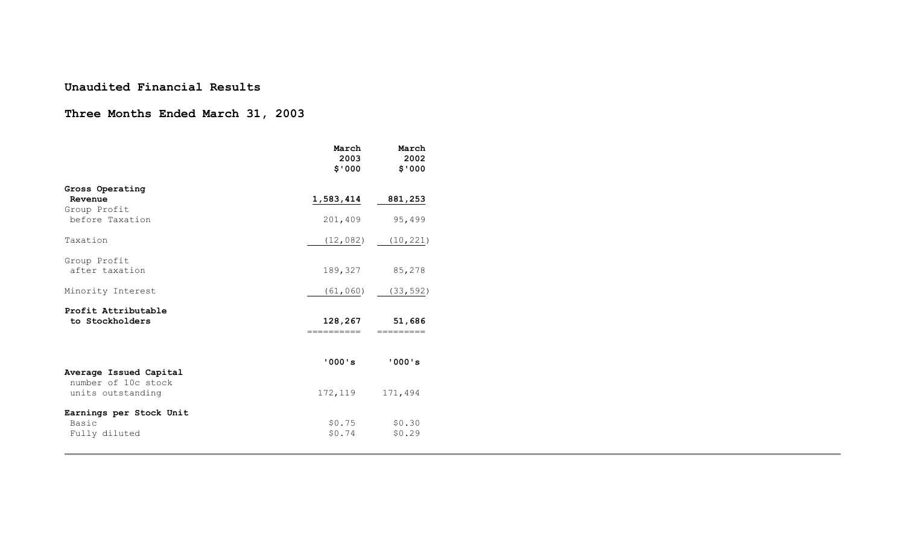## Unaudited Financial Results

## Three Months Ended March 31, 2003

| | March 2003 $'000 | March 2002 $'000 |
|---|---|---|
| **Gross Operating Revenue** | **1,583,414** | **881,253** |
| Group Profit before Taxation | 201,409 | 95,499 |
| Taxation | (12,082) | (10,221) |
| Group Profit after taxation | 189,327 | 85,278 |
| Minority Interest | (61,060) | (33,592) |
| **Profit Attributable to Stockholders** | **128,267** | **51,686** |
| | **'000's** | **'000's** |
| **Average Issued Capital** number of 10c stock units outstanding | 172,119 | 171,494 |
| **Earnings per Stock Unit** | | |
| Basic | $0.75 | $0.30 |
| Fully diluted | $0.74 | $0.29 |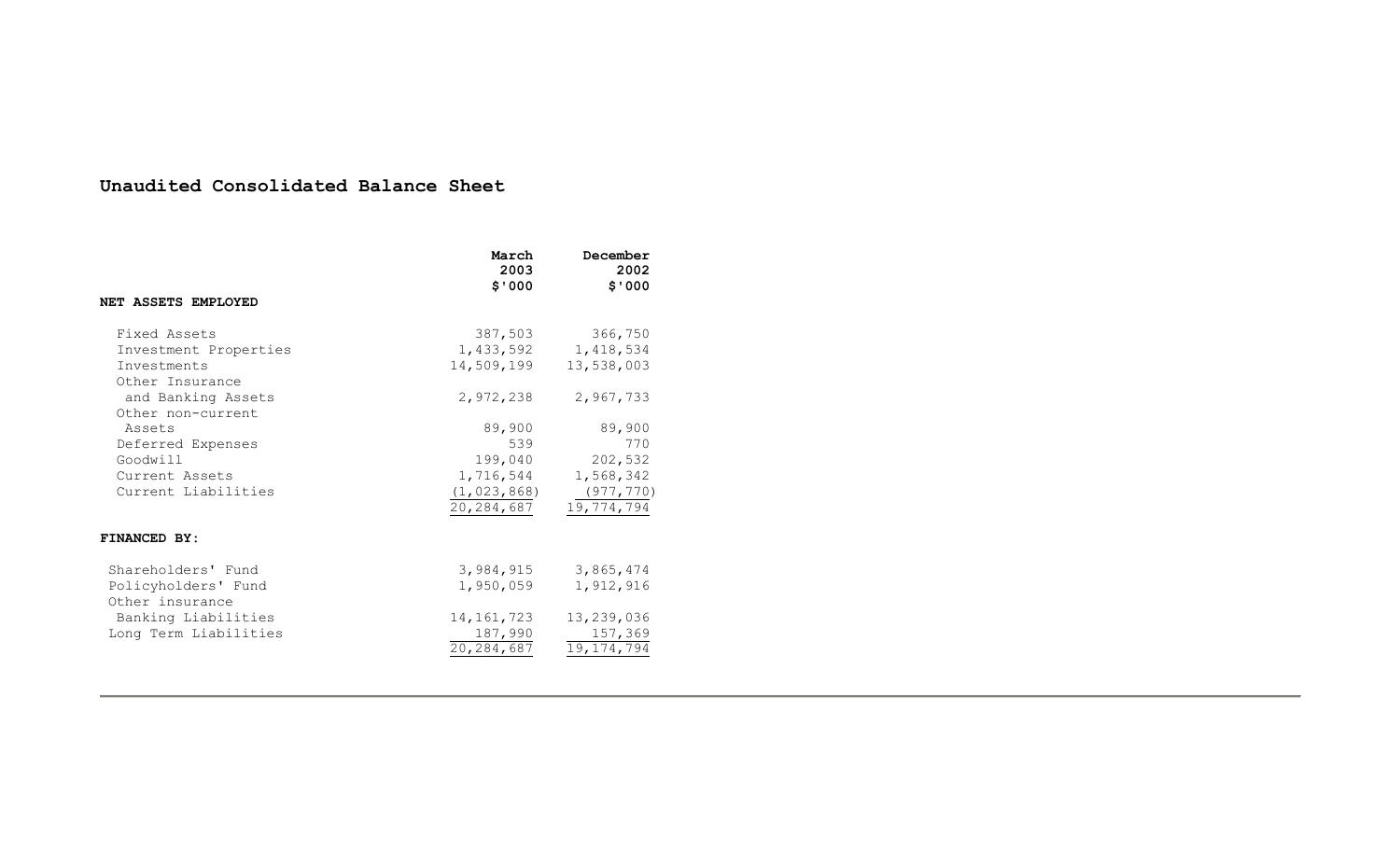## Unaudited Consolidated Balance Sheet

| | March 2003 $'000 | December 2002 $'000 |
|---|---|---|
| **NET ASSETS EMPLOYED** | | |
| Fixed Assets | 387,503 | 366,750 |
| Investment Properties | 1,433,592 | 1,418,534 |
| Investments | 14,509,199 | 13,538,003 |
| Other Insurance and Banking Assets | 2,972,238 | 2,967,733 |
| Other non-current Assets | 89,900 | 89,900 |
| Deferred Expenses | 539 | 770 |
| Goodwill | 199,040 | 202,532 |
| Current Assets | 1,716,544 | 1,568,342 |
| Current Liabilities | (1,023,868) | (977,770) |
| | 20,284,687 | 19,774,794 |
| **FINANCED BY:** | | |
| Shareholders' Fund | 3,984,915 | 3,865,474 |
| Policyholders' Fund | 1,950,059 | 1,912,916 |
| Other insurance Banking Liabilities | 14,161,723 | 13,239,036 |
| Long Term Liabilities | 187,990 | 157,369 |
| | 20,284,687 | 19,174,794 |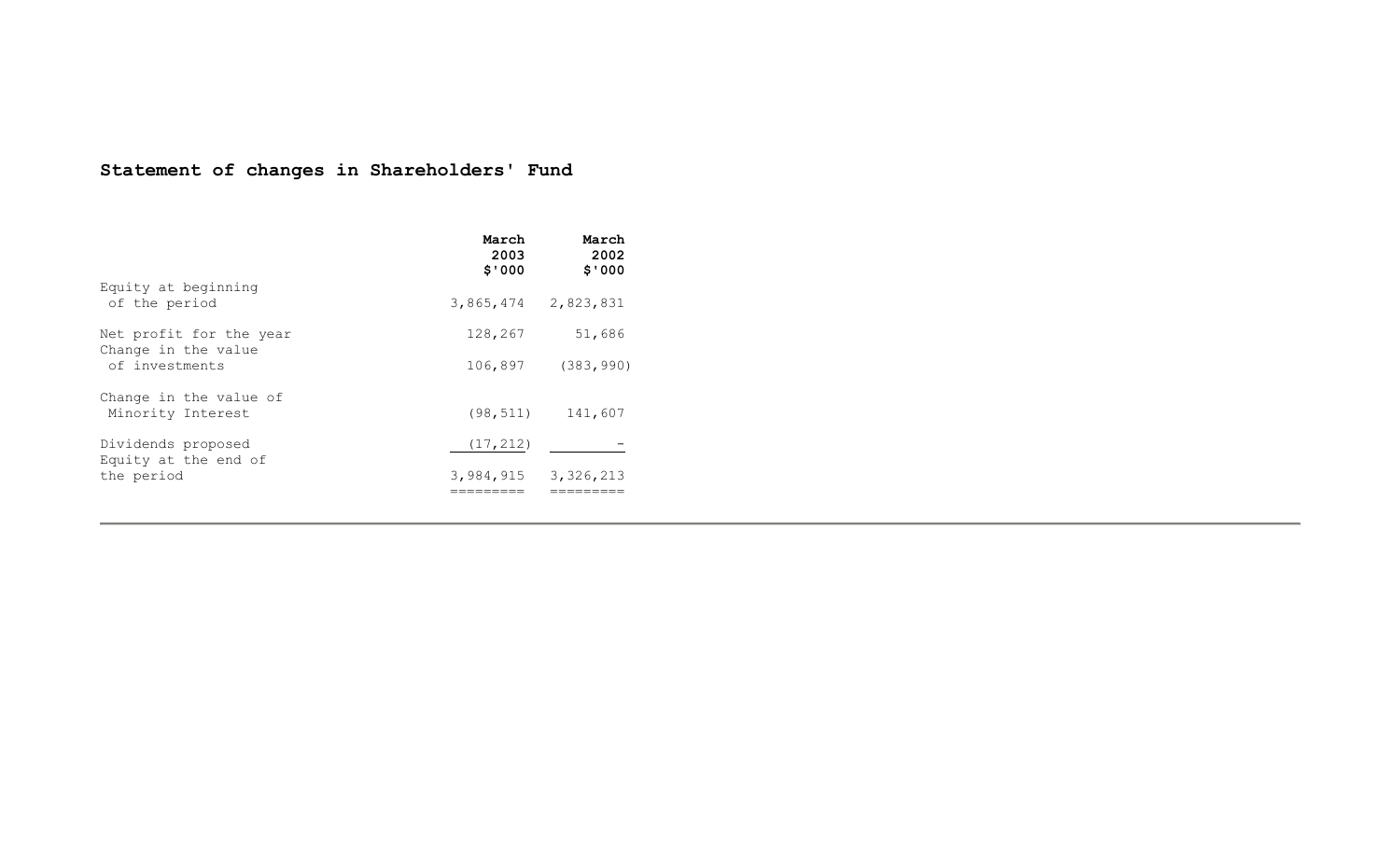**Statement of changes in Shareholders' Fund**

| | March 2003 $'000 | March 2002 $'000 |
|---|---|---|
| Equity at beginning of the period | 3,865,474 | 2,823,831 |
| Net profit for the year | 128,267 | 51,686 |
| Change in the value of investments | 106,897 | (383,990) |
| Change in the value of Minority Interest | (98,511) | 141,607 |
| Dividends proposed | (17,212) | - |
| Equity at the end of the period | 3,984,915 | 3,326,213 |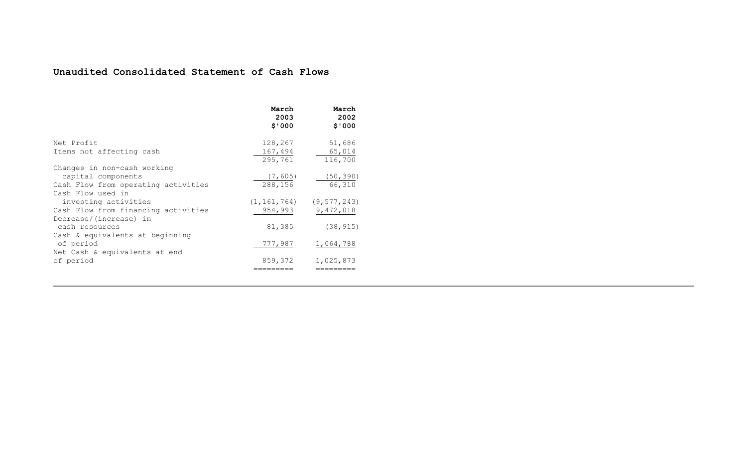**Unaudited Consolidated Statement of Cash Flows**

| | March 2003 $'000 | March 2002 $'000 |
|---|---|---|
| Net Profit | 128,267 | 51,686 |
| Items not affecting cash | 167,494 | 65,014 |
| | 295,761 | 116,700 |
| Changes in non-cash working capital components | (7,605) | (50,390) |
| Cash Flow from operating activities | 288,156 | 66,310 |
| Cash Flow used in investing activities | (1,161,764) | (9,577,243) |
| Cash Flow from financing activities | 954,993 | 9,472,018 |
| Decrease/(increase) in cash resources | 81,385 | (38,915) |
| Cash & equivalents at beginning of period | 777,987 | 1,064,788 |
| Net Cash & equivalents at end of period | 859,372 | 1,025,873 |